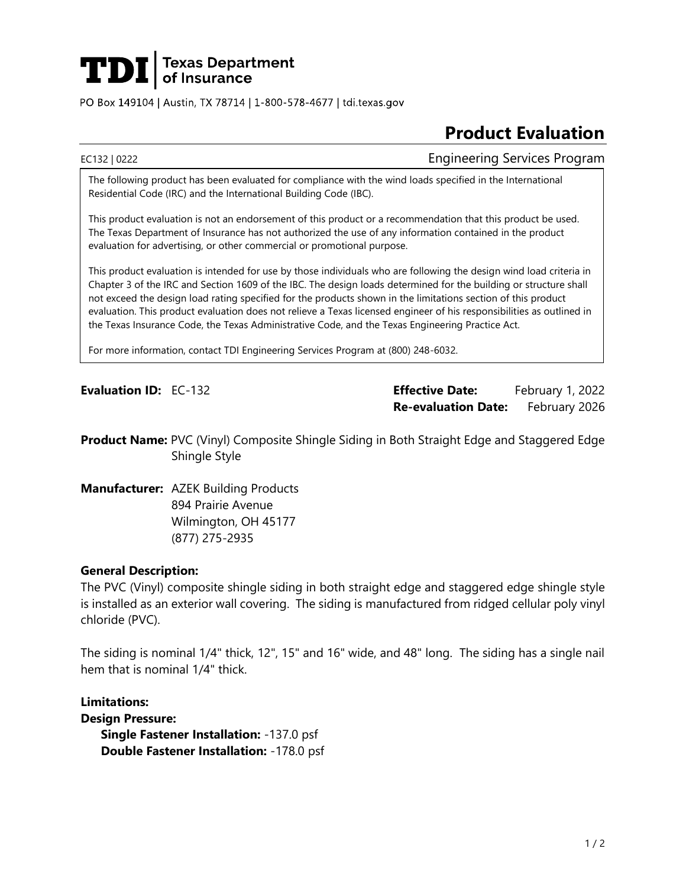# TDI | Texas Department of Insurance

PO Box 149104 | Austin, TX 78714 | 1-800-578-4677 | tdi.texas.gov

# Product Evaluation

EC132 | 0222 — Engineering Services Program

The following product has been evaluated for compliance with the wind loads specified in the International Residential Code (IRC) and the International Building Code (IBC).

This product evaluation is not an endorsement of this product or a recommendation that this product be used. The Texas Department of Insurance has not authorized the use of any information contained in the product evaluation for advertising, or other commercial or promotional purpose.

This product evaluation is intended for use by those individuals who are following the design wind load criteria in Chapter 3 of the IRC and Section 1609 of the IBC. The design loads determined for the building or structure shall not exceed the design load rating specified for the products shown in the limitations section of this product evaluation. This product evaluation does not relieve a Texas licensed engineer of his responsibilities as outlined in the Texas Insurance Code, the Texas Administrative Code, and the Texas Engineering Practice Act.

For more information, contact TDI Engineering Services Program at (800) 248-6032.

**Evaluation ID:** EC-132

**Effective Date:** February 1, 2022
**Re-evaluation Date:** February 2026

**Product Name:** PVC (Vinyl) Composite Shingle Siding in Both Straight Edge and Staggered Edge Shingle Style

**Manufacturer:** AZEK Building Products
894 Prairie Avenue
Wilmington, OH 45177
(877) 275-2935

**General Description:**

The PVC (Vinyl) composite shingle siding in both straight edge and staggered edge shingle style is installed as an exterior wall covering. The siding is manufactured from ridged cellular poly vinyl chloride (PVC).

The siding is nominal 1/4" thick, 12", 15" and 16" wide, and 48" long. The siding has a single nail hem that is nominal 1/4" thick.

**Limitations:**

**Design Pressure:**

- **Single Fastener Installation:** -137.0 psf
- **Double Fastener Installation:** -178.0 psf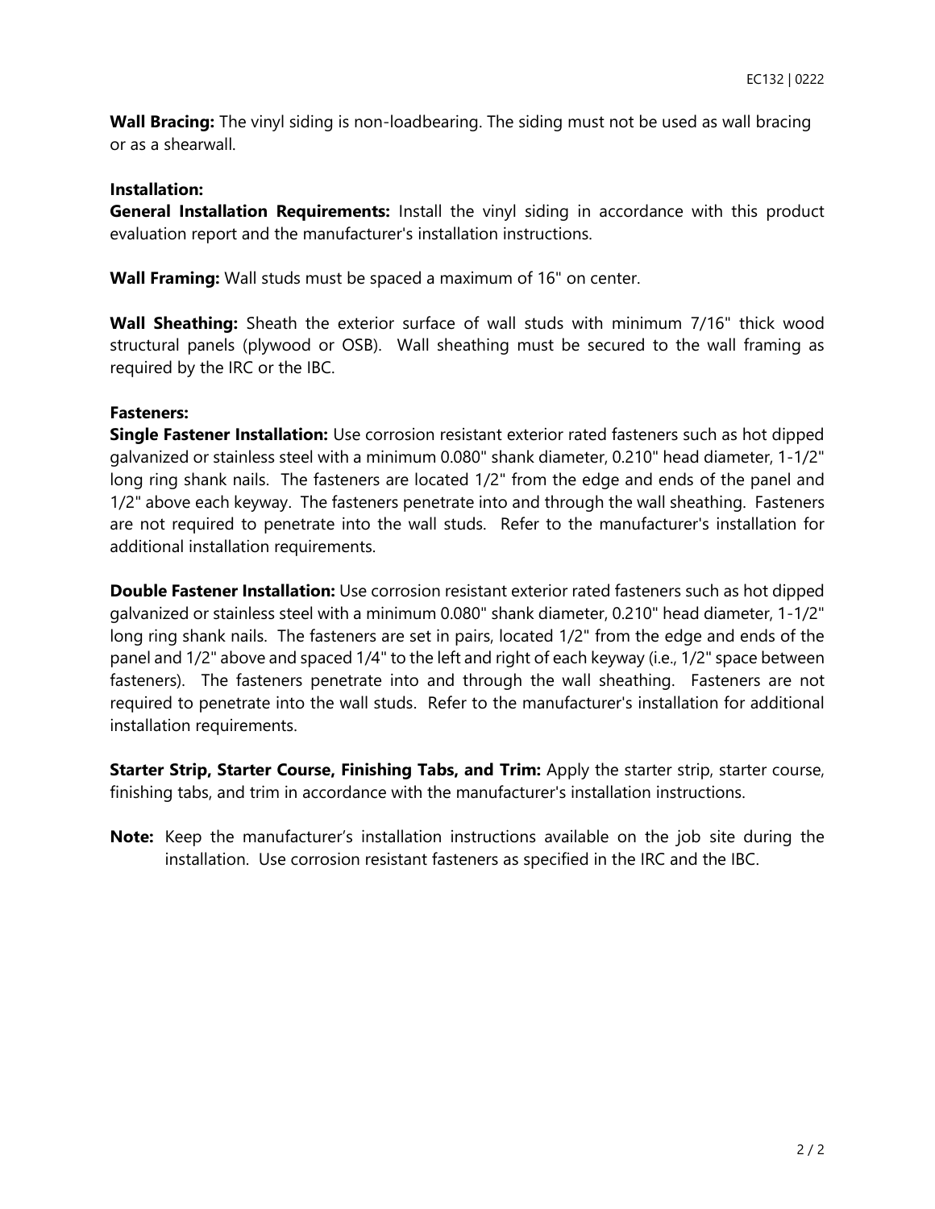**Wall Bracing:** The vinyl siding is non-loadbearing. The siding must not be used as wall bracing or as a shearwall.

**Installation:**

**General Installation Requirements:** Install the vinyl siding in accordance with this product evaluation report and the manufacturer's installation instructions.

**Wall Framing:** Wall studs must be spaced a maximum of 16" on center.

**Wall Sheathing:** Sheath the exterior surface of wall studs with minimum 7/16" thick wood structural panels (plywood or OSB). Wall sheathing must be secured to the wall framing as required by the IRC or the IBC.

**Fasteners:**

**Single Fastener Installation:** Use corrosion resistant exterior rated fasteners such as hot dipped galvanized or stainless steel with a minimum 0.080" shank diameter, 0.210" head diameter, 1-1/2" long ring shank nails. The fasteners are located 1/2" from the edge and ends of the panel and 1/2" above each keyway. The fasteners penetrate into and through the wall sheathing. Fasteners are not required to penetrate into the wall studs. Refer to the manufacturer's installation for additional installation requirements.

**Double Fastener Installation:** Use corrosion resistant exterior rated fasteners such as hot dipped galvanized or stainless steel with a minimum 0.080" shank diameter, 0.210" head diameter, 1-1/2" long ring shank nails. The fasteners are set in pairs, located 1/2" from the edge and ends of the panel and 1/2" above and spaced 1/4" to the left and right of each keyway (i.e., 1/2" space between fasteners). The fasteners penetrate into and through the wall sheathing. Fasteners are not required to penetrate into the wall studs. Refer to the manufacturer's installation for additional installation requirements.

**Starter Strip, Starter Course, Finishing Tabs, and Trim:** Apply the starter strip, starter course, finishing tabs, and trim in accordance with the manufacturer's installation instructions.

**Note:** Keep the manufacturer's installation instructions available on the job site during the installation. Use corrosion resistant fasteners as specified in the IRC and the IBC.